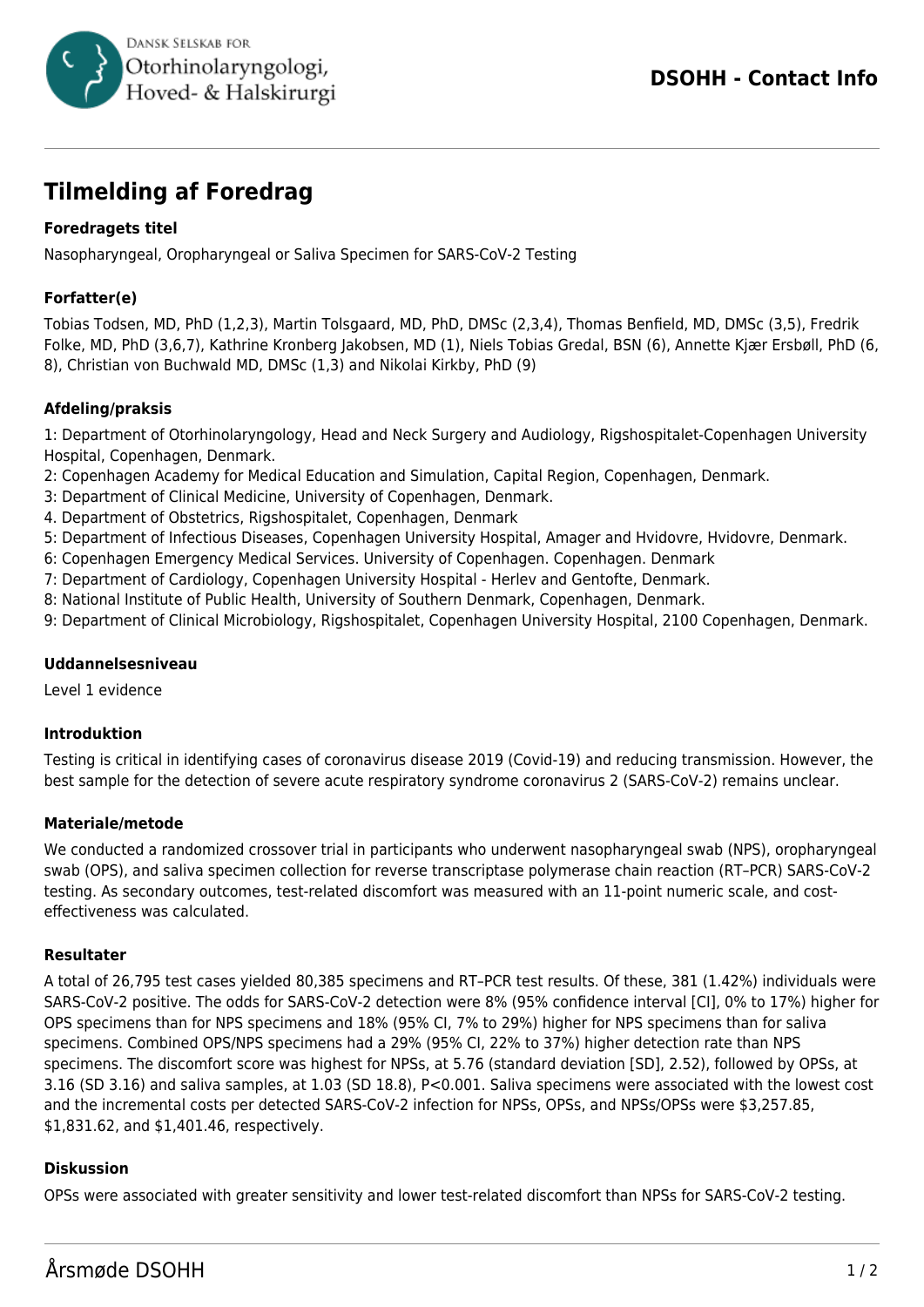# Tilmelding af Foredrag

**Foredragets titel**

Nasopharyngeal, Oropharyngeal or Saliva Specimen for SARS-CoV-2 Testing

**Forfatter(e)**

Tobias Todsen, MD, PhD (1,2,3), Martin Tolsgaard, MD, PhD, DMSc (2,3,4), Thomas Benfield, MD, DMSc (3,5), Fredrik Folke, MD, PhD (3,6,7), Kathrine Kronberg Jakobsen, MD (1), Niels Tobias Gredal, BSN (6), Annette Kjær Ersbøll, PhD (6, 8), Christian von Buchwald MD, DMSc (1,3) and Nikolai Kirkby, PhD (9)

**Afdeling/praksis**

1: Department of Otorhinolaryngology, Head and Neck Surgery and Audiology, Rigshospitalet-Copenhagen University Hospital, Copenhagen, Denmark.
2: Copenhagen Academy for Medical Education and Simulation, Capital Region, Copenhagen, Denmark.
3: Department of Clinical Medicine, University of Copenhagen, Denmark.
4. Department of Obstetrics, Rigshospitalet, Copenhagen, Denmark
5: Department of Infectious Diseases, Copenhagen University Hospital, Amager and Hvidovre, Hvidovre, Denmark.
6: Copenhagen Emergency Medical Services. University of Copenhagen. Copenhagen. Denmark
7: Department of Cardiology, Copenhagen University Hospital - Herlev and Gentofte, Denmark.
8: National Institute of Public Health, University of Southern Denmark, Copenhagen, Denmark.
9: Department of Clinical Microbiology, Rigshospitalet, Copenhagen University Hospital, 2100 Copenhagen, Denmark.

**Uddannelsesniveau**

Level 1 evidence

**Introduktion**

Testing is critical in identifying cases of coronavirus disease 2019 (Covid-19) and reducing transmission. However, the best sample for the detection of severe acute respiratory syndrome coronavirus 2 (SARS-CoV-2) remains unclear.

**Materiale/metode**

We conducted a randomized crossover trial in participants who underwent nasopharyngeal swab (NPS), oropharyngeal swab (OPS), and saliva specimen collection for reverse transcriptase polymerase chain reaction (RT–PCR) SARS-CoV-2 testing. As secondary outcomes, test-related discomfort was measured with an 11-point numeric scale, and cost-effectiveness was calculated.

**Resultater**

A total of 26,795 test cases yielded 80,385 specimens and RT–PCR test results. Of these, 381 (1.42%) individuals were SARS-CoV-2 positive. The odds for SARS-CoV-2 detection were 8% (95% confidence interval [CI], 0% to 17%) higher for OPS specimens than for NPS specimens and 18% (95% CI, 7% to 29%) higher for NPS specimens than for saliva specimens. Combined OPS/NPS specimens had a 29% (95% CI, 22% to 37%) higher detection rate than NPS specimens. The discomfort score was highest for NPSs, at 5.76 (standard deviation [SD], 2.52), followed by OPSs, at 3.16 (SD 3.16) and saliva samples, at 1.03 (SD 18.8), P<0.001. Saliva specimens were associated with the lowest cost and the incremental costs per detected SARS-CoV-2 infection for NPSs, OPSs, and NPSs/OPSs were $3,257.85, $1,831.62, and $1,401.46, respectively.

**Diskussion**

OPSs were associated with greater sensitivity and lower test-related discomfort than NPSs for SARS-CoV-2 testing.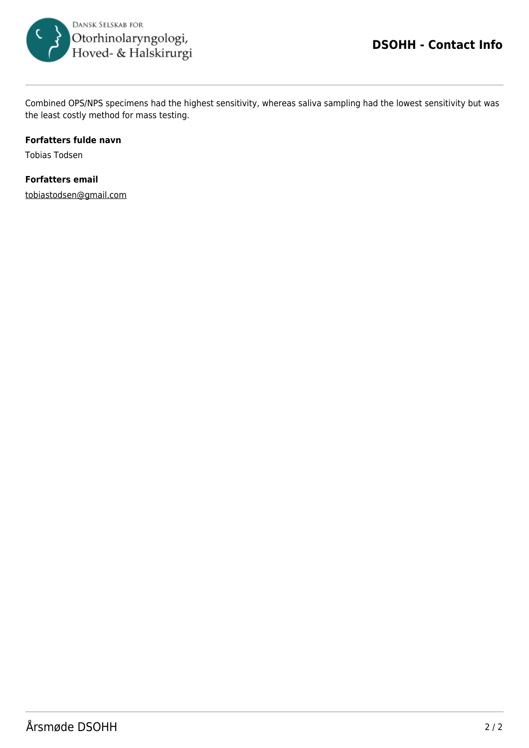Combined OPS/NPS specimens had the highest sensitivity, whereas saliva sampling had the lowest sensitivity but was the least costly method for mass testing.

**Forfatters fulde navn**

Tobias Todsen

**Forfatters email**

tobiastodsen@gmail.com